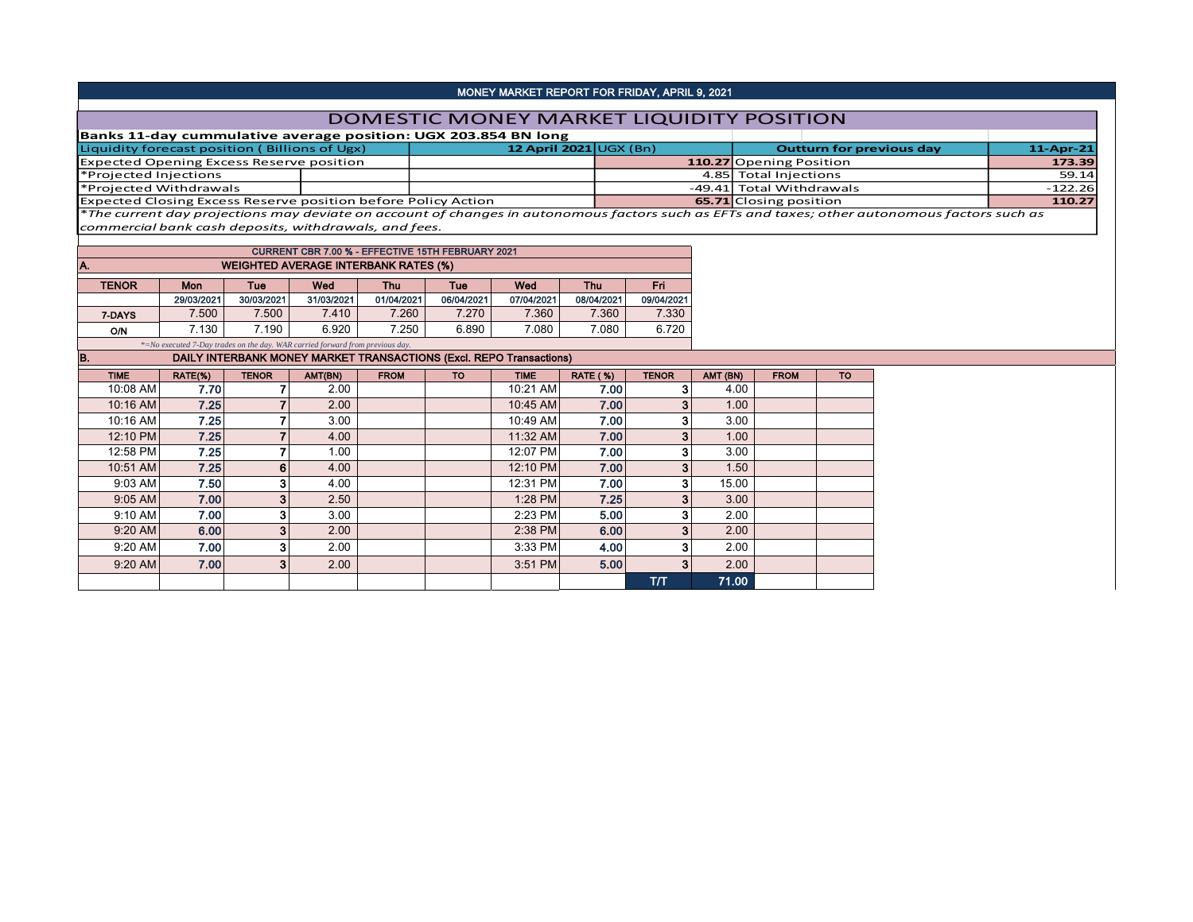# MONEY MARKET REPORT FOR FRIDAY, APRIL 9, 2021

## DOMESTIC MONEY MARKET LIQUIDITY POSITION

**Banks 11-day cummulative average position: UGX 203.854 BN long**

| Liquidity forecast position ( Billions of Ugx) | 12 April 2021 UGX (Bn) | Outturn for previous day | 11-Apr-21 |
|---|---|---|---|
| Expected Opening Excess Reserve position | 110.27 | Opening Position | 173.39 |
| *Projected Injections | 4.85 | Total Injections | 59.14 |
| *Projected Withdrawals | -49.41 | Total Withdrawals | -122.26 |
| Expected Closing Excess Reserve position before Policy Action | 65.71 | Closing position | 110.27 |

*The current day projections may deviate on account of changes in autonomous factors such as EFTs and taxes; other autonomous factors such as commercial bank cash deposits, withdrawals, and fees.

**CURRENT CBR 7.00 % - EFFECTIVE 15TH FEBRUARY 2021**

### A. WEIGHTED AVERAGE INTERBANK RATES (%)

| TENOR | Mon | Tue | Wed | Thu | Tue | Wed | Thu | Fri |
|---|---|---|---|---|---|---|---|---|
| | 29/03/2021 | 30/03/2021 | 31/03/2021 | 01/04/2021 | 06/04/2021 | 07/04/2021 | 08/04/2021 | 09/04/2021 |
| 7-DAYS | 7.500 | 7.500 | 7.410 | 7.260 | 7.270 | 7.360 | 7.360 | 7.330 |
| O/N | 7.130 | 7.190 | 6.920 | 7.250 | 6.890 | 7.080 | 7.080 | 6.720 |

*=No executed 7-Day trades on the day. WAR carried forward from previous day.

### B. DAILY INTERBANK MONEY MARKET TRANSACTIONS (Excl. REPO Transactions)

| TIME | RATE(%) | TENOR | AMT(BN) | FROM | TO | TIME | RATE ( %) | TENOR | AMT (BN) | FROM | TO |
|---|---|---|---|---|---|---|---|---|---|---|---|
| 10:08 AM | 7.70 | 7 | 2.00 | | | 10:21 AM | 7.00 | 3 | 4.00 | | |
| 10:16 AM | 7.25 | 7 | 2.00 | | | 10:45 AM | 7.00 | 3 | 1.00 | | |
| 10:16 AM | 7.25 | 7 | 3.00 | | | 10:49 AM | 7.00 | 3 | 3.00 | | |
| 12:10 PM | 7.25 | 7 | 4.00 | | | 11:32 AM | 7.00 | 3 | 1.00 | | |
| 12:58 PM | 7.25 | 7 | 1.00 | | | 12:07 PM | 7.00 | 3 | 3.00 | | |
| 10:51 AM | 7.25 | 6 | 4.00 | | | 12:10 PM | 7.00 | 3 | 1.50 | | |
| 9:03 AM | 7.50 | 3 | 4.00 | | | 12:31 PM | 7.00 | 3 | 15.00 | | |
| 9:05 AM | 7.00 | 3 | 2.50 | | | 1:28 PM | 7.25 | 3 | 3.00 | | |
| 9:10 AM | 7.00 | 3 | 3.00 | | | 2:23 PM | 5.00 | 3 | 2.00 | | |
| 9:20 AM | 6.00 | 3 | 2.00 | | | 2:38 PM | 6.00 | 3 | 2.00 | | |
| 9:20 AM | 7.00 | 3 | 2.00 | | | 3:33 PM | 4.00 | 3 | 2.00 | | |
| 9:20 AM | 7.00 | 3 | 2.00 | | | 3:51 PM | 5.00 | 3 | 2.00 | | |
| | | | | | | | | T/T | 71.00 | | |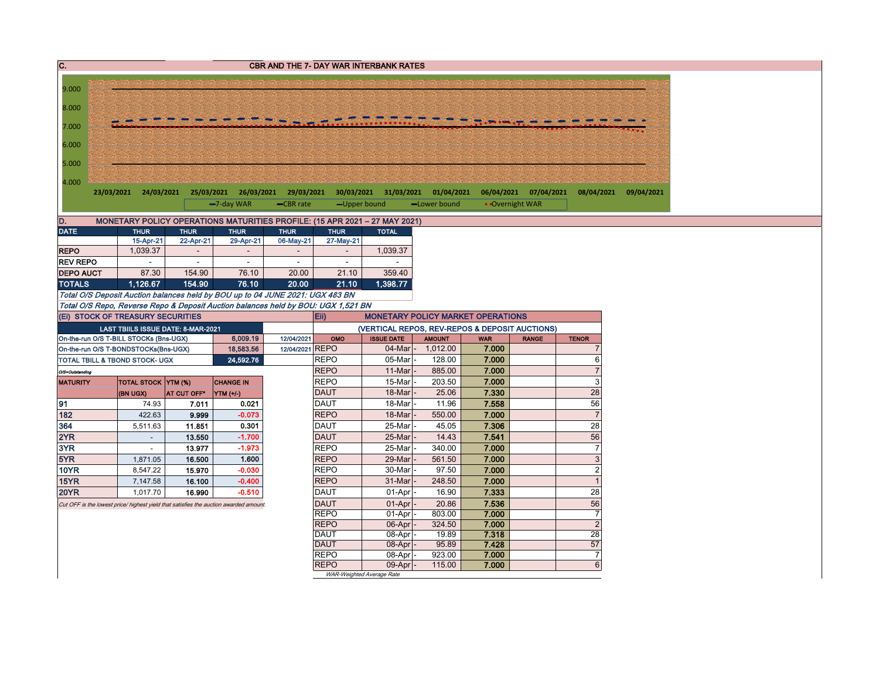## C. CBR AND THE 7- DAY WAR INTERBANK RATES

9.000
8.000
7.000
6.000
5.000
4.000

23/03/2021 24/03/2021 25/03/2021 26/03/2021 29/03/2021 30/03/2021 31/03/2021 01/04/2021 06/04/2021 07/04/2021 08/04/2021 09/04/2021

7-day WAR — CBR rate — Upper bound — Lower bound — Overnight WAR

## D. MONETARY POLICY OPERATIONS MATURITIES PROFILE: (15 APR 2021 – 27 MAY 2021)

| DATE | THUR | THUR | THUR | THUR | THUR | TOTAL |
|---|---|---|---|---|---|---|
| | 15-Apr-21 | 22-Apr-21 | 29-Apr-21 | 06-May-21 | 27-May-21 | |
| REPO | 1,039.37 | - | - | - | - | 1,039.37 |
| REV REPO | - | - | - | - | - | - |
| DEPO AUCT | 87.30 | 154.90 | 76.10 | 20.00 | 21.10 | 359.40 |
| TOTALS | 1,126.67 | 154.90 | 76.10 | 20.00 | 21.10 | 1,398.77 |

*Total O/S Deposit Auction balances held by BOU up to 04 JUNE 2021: UGX 483 BN*

*Total O/S Repo, Reverse Repo & Deposit Auction balances held by BOU: UGX 1,521 BN*

## (Ei) STOCK OF TREASURY SECURITIES

| LAST TBIILS ISSUE DATE: 8-MAR-2021 | | |
|---|---|---|
| On-the-run O/S T-BILL STOCKs (Bns-UGX) | 6,009.19 | 12/04/2021 |
| On-the-run O/S T-BONDSTOCKs(Bns-UGX) | 18,583.56 | 12/04/2021 |
| TOTAL TBILL & TBOND STOCK- UGX | 24,592.76 | |

*O/S=Outstanding*

| MATURITY | TOTAL STOCK (BN UGX) | YTM (%) AT CUT OFF* | CHANGE IN YTM (+/-) |
|---|---|---|---|
| 91 | 74.93 | 7.011 | 0.021 |
| 182 | 422.63 | 9.999 | -0.073 |
| 364 | 5,511.63 | 11.851 | 0.301 |
| 2YR | - | 13.550 | -1.700 |
| 3YR | - | 13.977 | -1.973 |
| 5YR | 1,871.05 | 16.500 | 1.600 |
| 10YR | 8,547.22 | 15.970 | -0.030 |
| 15YR | 7,147.58 | 16.100 | -0.400 |
| 20YR | 1,017.70 | 16.990 | -0.510 |

*Cut OFF is the lowest price/ highest yield that satisfies the auction awarded amount.*

## (Eii) MONETARY POLICY MARKET OPERATIONS

(VERTICAL REPOS, REV-REPOS & DEPOSIT AUCTIONS)

| OMO | ISSUE DATE | AMOUNT | WAR | RANGE | TENOR |
|---|---|---|---|---|---|
| REPO | 04-Mar | 1,012.00 | 7.000 | | 7 |
| REPO | 05-Mar | 128.00 | 7.000 | | 6 |
| REPO | 11-Mar | 885.00 | 7.000 | | 7 |
| REPO | 15-Mar | 203.50 | 7.000 | | 3 |
| DAUT | 18-Mar | 25.06 | 7.330 | | 28 |
| DAUT | 18-Mar | 11.96 | 7.558 | | 56 |
| REPO | 18-Mar | 550.00 | 7.000 | | 7 |
| DAUT | 25-Mar | 45.05 | 7.306 | | 28 |
| DAUT | 25-Mar | 14.43 | 7.541 | | 56 |
| REPO | 25-Mar | 340.00 | 7.000 | | 7 |
| REPO | 29-Mar | 561.50 | 7.000 | | 3 |
| REPO | 30-Mar | 97.50 | 7.000 | | 2 |
| REPO | 31-Mar | 248.50 | 7.000 | | 1 |
| DAUT | 01-Apr | 16.90 | 7.333 | | 28 |
| DAUT | 01-Apr | 20.86 | 7.536 | | 56 |
| REPO | 01-Apr | 803.00 | 7.000 | | 7 |
| REPO | 06-Apr | 324.50 | 7.000 | | 2 |
| DAUT | 08-Apr | 19.89 | 7.318 | | 28 |
| DAUT | 08-Apr | 95.89 | 7.428 | | 57 |
| REPO | 08-Apr | 923.00 | 7.000 | | 7 |
| REPO | 09-Apr | 115.00 | 7.000 | | 6 |

*WAR-Weighted Average Rate*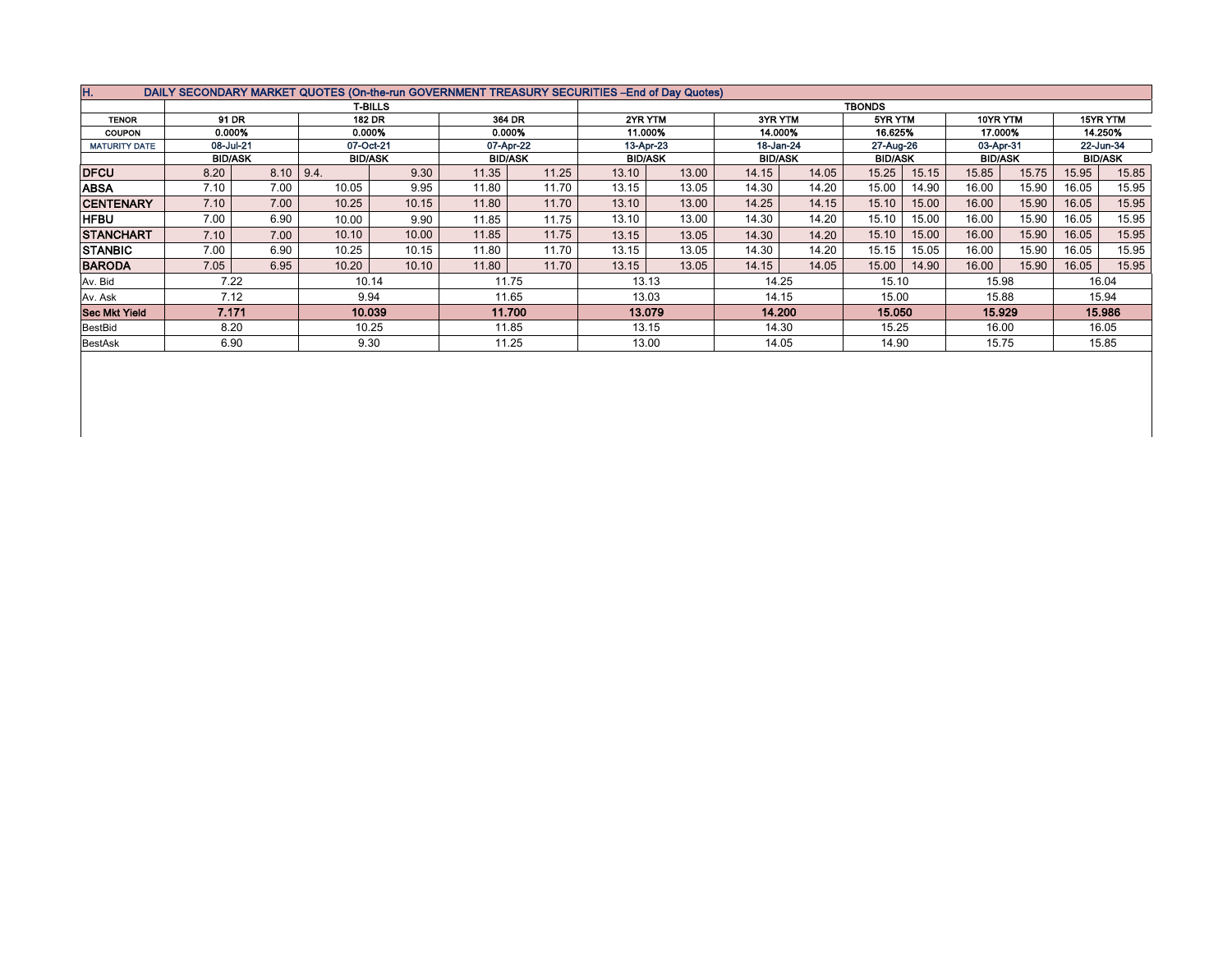| H. | DAILY SECONDARY MARKET QUOTES (On-the-run GOVERNMENT TREASURY SECURITIES –End of Day Quotes) | | | | | | | | | | | | | | | |
|---|---|---|---|---|---|---|---|---|---|---|---|---|---|---|---|---|
| | T-BILLS | | | | | | TBONDS | | | | | | | | | |
| TENOR | 91 DR | | 182 DR | | 364 DR | | 2YR YTM | | 3YR YTM | | 5YR YTM | | 10YR YTM | | 15YR YTM | |
| COUPON | 0.000% | | 0.000% | | 0.000% | | 11.000% | | 14.000% | | 16.625% | | 17.000% | | 14.250% | |
| MATURITY DATE | 08-Jul-21 | | 07-Oct-21 | | 07-Apr-22 | | 13-Apr-23 | | 18-Jan-24 | | 27-Aug-26 | | 03-Apr-31 | | 22-Jun-34 | |
| | BID/ASK | | BID/ASK | | BID/ASK | | BID/ASK | | BID/ASK | | BID/ASK | | BID/ASK | | BID/ASK | |
| DFCU | 8.20 | 8.10 | 9.4. | 9.30 | 11.35 | 11.25 | 13.10 | 13.00 | 14.15 | 14.05 | 15.25 | 15.15 | 15.85 | 15.75 | 15.95 | 15.85 |
| ABSA | 7.10 | 7.00 | 10.05 | 9.95 | 11.80 | 11.70 | 13.15 | 13.05 | 14.30 | 14.20 | 15.00 | 14.90 | 16.00 | 15.90 | 16.05 | 15.95 |
| CENTENARY | 7.10 | 7.00 | 10.25 | 10.15 | 11.80 | 11.70 | 13.10 | 13.00 | 14.25 | 14.15 | 15.10 | 15.00 | 16.00 | 15.90 | 16.05 | 15.95 |
| HFBU | 7.00 | 6.90 | 10.00 | 9.90 | 11.85 | 11.75 | 13.10 | 13.00 | 14.30 | 14.20 | 15.10 | 15.00 | 16.00 | 15.90 | 16.05 | 15.95 |
| STANCHART | 7.10 | 7.00 | 10.10 | 10.00 | 11.85 | 11.75 | 13.15 | 13.05 | 14.30 | 14.20 | 15.10 | 15.00 | 16.00 | 15.90 | 16.05 | 15.95 |
| STANBIC | 7.00 | 6.90 | 10.25 | 10.15 | 11.80 | 11.70 | 13.15 | 13.05 | 14.30 | 14.20 | 15.15 | 15.05 | 16.00 | 15.90 | 16.05 | 15.95 |
| BARODA | 7.05 | 6.95 | 10.20 | 10.10 | 11.80 | 11.70 | 13.15 | 13.05 | 14.15 | 14.05 | 15.00 | 14.90 | 16.00 | 15.90 | 16.05 | 15.95 |
| Av. Bid | 7.22 | | 10.14 | | 11.75 | | 13.13 | | 14.25 | | 15.10 | | 15.98 | | 16.04 | |
| Av. Ask | 7.12 | | 9.94 | | 11.65 | | 13.03 | | 14.15 | | 15.00 | | 15.88 | | 15.94 | |
| **Sec Mkt Yield** | **7.171** | | **10.039** | | **11.700** | | **13.079** | | **14.200** | | **15.050** | | **15.929** | | **15.986** | |
| BestBid | 8.20 | | 10.25 | | 11.85 | | 13.15 | | 14.30 | | 15.25 | | 16.00 | | 16.05 | |
| BestAsk | 6.90 | | 9.30 | | 11.25 | | 13.00 | | 14.05 | | 14.90 | | 15.75 | | 15.85 | |